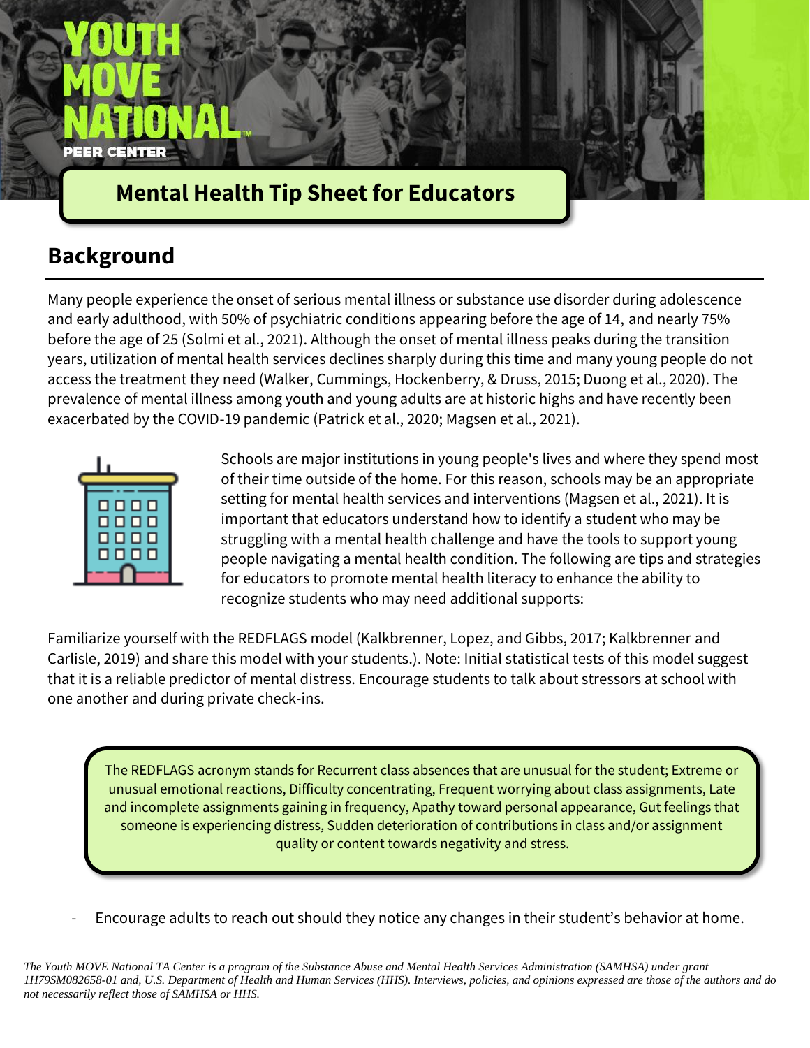# Mental Health Tip Sheet for Educators

## Background

Many people experience the onset of serious mental illness or substance use disorder during adolescence and early adulthood, with 50% of psychiatric conditions appearing before the age of 14, and nearly 75% before the age of 25 (Solmi et al., 2021). Although the onset of mental illness peaks during the transition years, utilization of mental health services declines sharply during this time and many young people do not access the treatment they need (Walker, Cummings, Hockenberry, & Druss, 2015; Duong et al., 2020). The prevalence of mental illness among youth and young adults are at historic highs and have recently been exacerbated by the COVID-19 pandemic (Patrick et al., 2020; Magsen et al., 2021).

Schools are major institutions in young people's lives and where they spend most of their time outside of the home. For this reason, schools may be an appropriate setting for mental health services and interventions (Magsen et al., 2021). It is important that educators understand how to identify a student who may be struggling with a mental health challenge and have the tools to support young people navigating a mental health condition. The following are tips and strategies for educators to promote mental health literacy to enhance the ability to recognize students who may need additional supports:

Familiarize yourself with the REDFLAGS model (Kalkbrenner, Lopez, and Gibbs, 2017; Kalkbrenner and Carlisle, 2019) and share this model with your students.). Note: Initial statistical tests of this model suggest that it is a reliable predictor of mental distress. Encourage students to talk about stressors at school with one another and during private check-ins.

> The REDFLAGS acronym stands for Recurrent class absences that are unusual for the student; Extreme or unusual emotional reactions, Difficulty concentrating, Frequent worrying about class assignments, Late and incomplete assignments gaining in frequency, Apathy toward personal appearance, Gut feelings that someone is experiencing distress, Sudden deterioration of contributions in class and/or assignment quality or content towards negativity and stress.

- Encourage adults to reach out should they notice any changes in their student's behavior at home.

*The Youth MOVE National TA Center is a program of the Substance Abuse and Mental Health Services Administration (SAMHSA) under grant 1H79SM082658-01 and, U.S. Department of Health and Human Services (HHS). Interviews, policies, and opinions expressed are those of the authors and do not necessarily reflect those of SAMHSA or HHS.*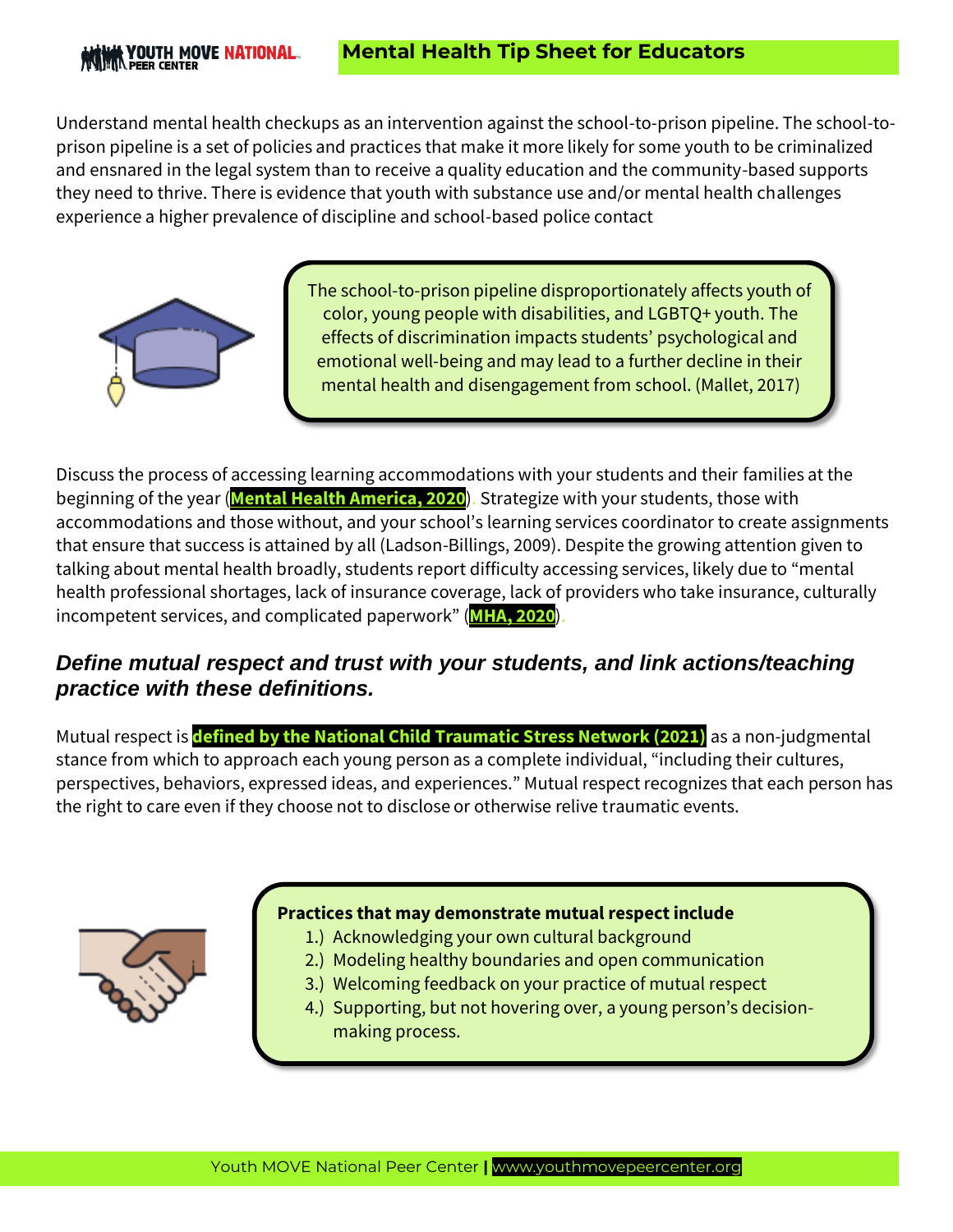Understand mental health checkups as an intervention against the school-to-prison pipeline. The school-to-prison pipeline is a set of policies and practices that make it more likely for some youth to be criminalized and ensnared in the legal system than to receive a quality education and the community-based supports they need to thrive. There is evidence that youth with substance use and/or mental health challenges experience a higher prevalence of discipline and school-based police contact

The school-to-prison pipeline disproportionately affects youth of color, young people with disabilities, and LGBTQ+ youth. The effects of discrimination impacts students' psychological and emotional well-being and may lead to a further decline in their mental health and disengagement from school. (Mallet, 2017)

Discuss the process of accessing learning accommodations with your students and their families at the beginning of the year (**Mental Health America, 2020**). Strategize with your students, those with accommodations and those without, and your school's learning services coordinator to create assignments that ensure that success is attained by all (Ladson-Billings, 2009). Despite the growing attention given to talking about mental health broadly, students report difficulty accessing services, likely due to "mental health professional shortages, lack of insurance coverage, lack of providers who take insurance, culturally incompetent services, and complicated paperwork" (**MHA, 2020**).

## *Define mutual respect and trust with your students, and link actions/teaching practice with these definitions.*

Mutual respect is **defined by the National Child Traumatic Stress Network (2021)** as a non-judgmental stance from which to approach each young person as a complete individual, "including their cultures, perspectives, behaviors, expressed ideas, and experiences." Mutual respect recognizes that each person has the right to care even if they choose not to disclose or otherwise relive traumatic events.

**Practices that may demonstrate mutual respect include**

1.) Acknowledging your own cultural background
2.) Modeling healthy boundaries and open communication
3.) Welcoming feedback on your practice of mutual respect
4.) Supporting, but not hovering over, a young person's decision-making process.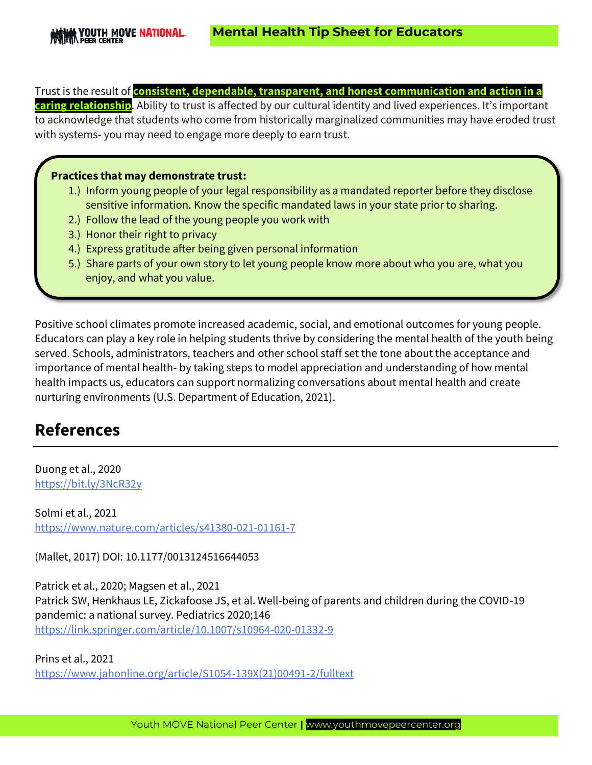Trust is the result of **consistent, dependable, transparent, and honest communication and action in a caring relationship**. Ability to trust is affected by our cultural identity and lived experiences. It's important to acknowledge that students who come from historically marginalized communities may have eroded trust with systems- you may need to engage more deeply to earn trust.

**Practices that may demonstrate trust:**

1.) Inform young people of your legal responsibility as a mandated reporter before they disclose sensitive information. Know the specific mandated laws in your state prior to sharing.
2.) Follow the lead of the young people you work with
3.) Honor their right to privacy
4.) Express gratitude after being given personal information
5.) Share parts of your own story to let young people know more about who you are, what you enjoy, and what you value.

Positive school climates promote increased academic, social, and emotional outcomes for young people. Educators can play a key role in helping students thrive by considering the mental health of the youth being served. Schools, administrators, teachers and other school staff set the tone about the acceptance and importance of mental health- by taking steps to model appreciation and understanding of how mental health impacts us, educators can support normalizing conversations about mental health and create nurturing environments (U.S. Department of Education, 2021).

## References

Duong et al., 2020
https://bit.ly/3NcR32y

Solmi et al., 2021
https://www.nature.com/articles/s41380-021-01161-7

(Mallet, 2017) DOI: 10.1177/0013124516644053

Patrick et al., 2020; Magsen et al., 2021
Patrick SW, Henkhaus LE, Zickafoose JS, et al. Well-being of parents and children during the COVID-19 pandemic: a national survey. Pediatrics 2020;146
https://link.springer.com/article/10.1007/s10964-020-01332-9

Prins et al., 2021
https://www.jahonline.org/article/S1054-139X(21)00491-2/fulltext